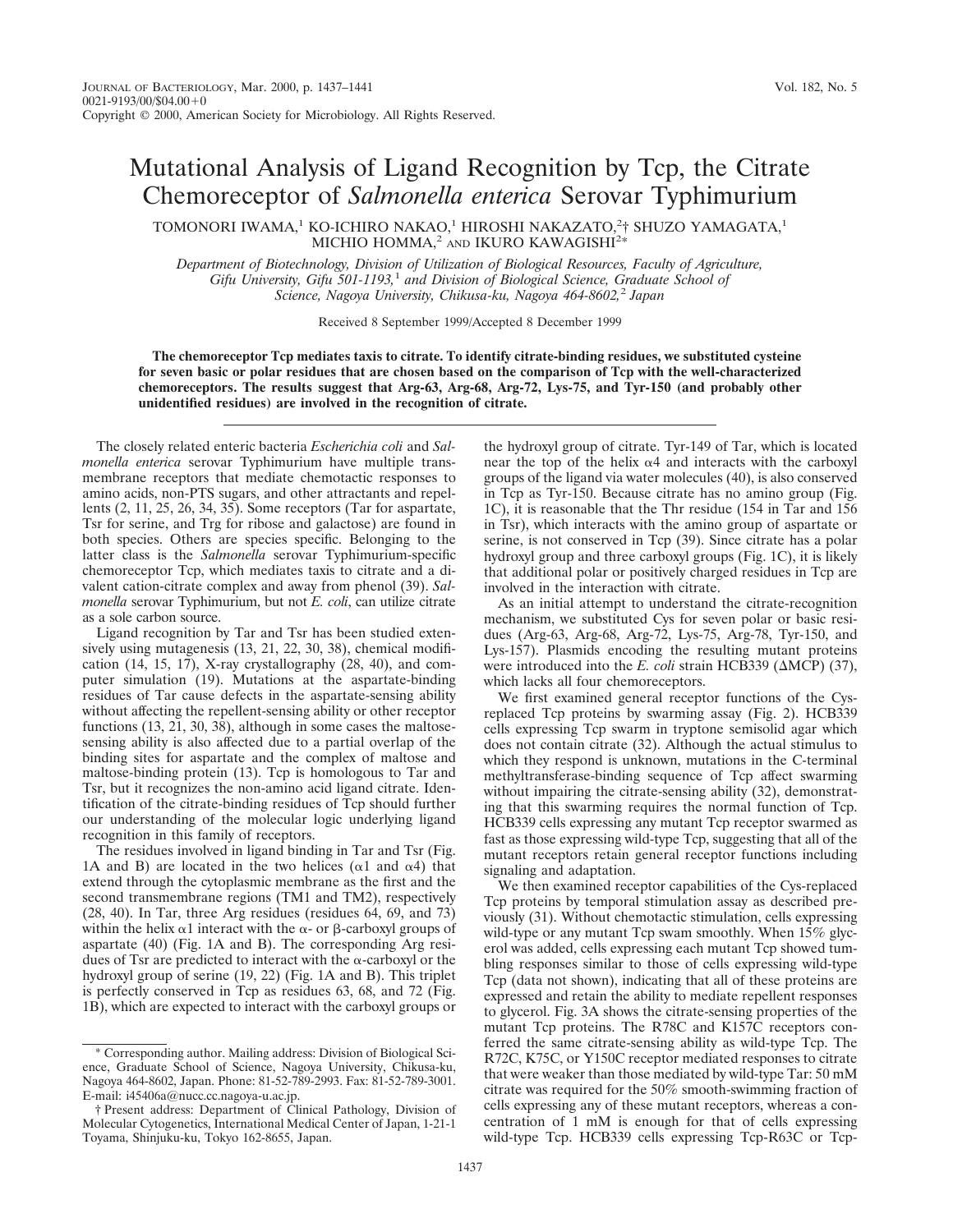# Mutational Analysis of Ligand Recognition by Tcp, the Citrate Chemoreceptor of *Salmonella enterica* Serovar Typhimurium

TOMONORI IWAMA,[1] KO-ICHIRO NAKAO,[1] HIROSHI NAKAZATO,[2]† SHUZO YAMAGATA,[1] MICHIO HOMMA,[2] AND IKURO KAWAGISHI[2]*

*Department of Biotechnology, Division of Utilization of Biological Resources, Faculty of Agriculture, Gifu University, Gifu 501-1193,[1] and Division of Biological Science, Graduate School of Science, Nagoya University, Chikusa-ku, Nagoya 464-8602,[2] Japan*

Received 8 September 1999/Accepted 8 December 1999

**The chemoreceptor Tcp mediates taxis to citrate. To identify citrate-binding residues, we substituted cysteine for seven basic or polar residues that are chosen based on the comparison of Tcp with the well-characterized chemoreceptors. The results suggest that Arg-63, Arg-68, Arg-72, Lys-75, and Tyr-150 (and probably other unidentified residues) are involved in the recognition of citrate.**

The closely related enteric bacteria *Escherichia coli* and *Salmonella enterica* serovar Typhimurium have multiple transmembrane receptors that mediate chemotactic responses to amino acids, non-PTS sugars, and other attractants and repellents (2, 11, 25, 26, 34, 35). Some receptors (Tar for aspartate, Tsr for serine, and Trg for ribose and galactose) are found in both species. Others are species specific. Belonging to the latter class is the *Salmonella* serovar Typhimurium-specific chemoreceptor Tcp, which mediates taxis to citrate and a divalent cation-citrate complex and away from phenol (39). *Salmonella* serovar Typhimurium, but not *E. coli*, can utilize citrate as a sole carbon source.

Ligand recognition by Tar and Tsr has been studied extensively using mutagenesis (13, 21, 22, 30, 38), chemical modification (14, 15, 17), X-ray crystallography (28, 40), and computer simulation (19). Mutations at the aspartate-binding residues of Tar cause defects in the aspartate-sensing ability without affecting the repellent-sensing ability or other receptor functions (13, 21, 30, 38), although in some cases the maltose-sensing ability is also affected due to a partial overlap of the binding sites for aspartate and the complex of maltose and maltose-binding protein (13). Tcp is homologous to Tar and Tsr, but it recognizes the non-amino acid ligand citrate. Identification of the citrate-binding residues of Tcp should further our understanding of the molecular logic underlying ligand recognition in this family of receptors.

The residues involved in ligand binding in Tar and Tsr (Fig. 1A and B) are located in the two helices ($\alpha1$ and $\alpha4$) that extend through the cytoplasmic membrane as the first and the second transmembrane regions (TM1 and TM2), respectively (28, 40). In Tar, three Arg residues (residues 64, 69, and 73) within the helix $\alpha1$ interact with the $\alpha$- or $\beta$-carboxyl groups of aspartate (40) (Fig. 1A and B). The corresponding Arg residues of Tsr are predicted to interact with the $\alpha$-carboxyl or the hydroxyl group of serine (19, 22) (Fig. 1A and B). This triplet is perfectly conserved in Tcp as residues 63, 68, and 72 (Fig. 1B), which are expected to interact with the carboxyl groups or the hydroxyl group of citrate. Tyr-149 of Tar, which is located near the top of the helix $\alpha4$ and interacts with the carboxyl groups of the ligand via water molecules (40), is also conserved in Tcp as Tyr-150. Because citrate has no amino group (Fig. 1C), it is reasonable that the Thr residue (154 in Tar and 156 in Tsr), which interacts with the amino group of aspartate or serine, is not conserved in Tcp (39). Since citrate has a polar hydroxyl group and three carboxyl groups (Fig. 1C), it is likely that additional polar or positively charged residues in Tcp are involved in the interaction with citrate.

As an initial attempt to understand the citrate-recognition mechanism, we substituted Cys for seven polar or basic residues (Arg-63, Arg-68, Arg-72, Lys-75, Arg-78, Tyr-150, and Lys-157). Plasmids encoding the resulting mutant proteins were introduced into the *E. coli* strain HCB339 ($\Delta$MCP) (37), which lacks all four chemoreceptors.

We first examined general receptor functions of the Cys-replaced Tcp proteins by swarming assay (Fig. 2). HCB339 cells expressing Tcp swarm in tryptone semisolid agar which does not contain citrate (32). Although the actual stimulus to which they respond is unknown, mutations in the C-terminal methyltransferase-binding sequence of Tcp affect swarming without impairing the citrate-sensing ability (32), demonstrating that this swarming requires the normal function of Tcp. HCB339 cells expressing any mutant Tcp receptor swarmed as fast as those expressing wild-type Tcp, suggesting that all of the mutant receptors retain general receptor functions including signaling and adaptation.

We then examined receptor capabilities of the Cys-replaced Tcp proteins by temporal stimulation assay as described previously (31). Without chemotactic stimulation, cells expressing wild-type or any mutant Tcp swam smoothly. When 15% glycerol was added, cells expressing each mutant Tcp showed tumbling responses similar to those of cells expressing wild-type Tcp (data not shown), indicating that all of these proteins are expressed and retain the ability to mediate repellent responses to glycerol. Fig. 3A shows the citrate-sensing properties of the mutant Tcp proteins. The R78C and K157C receptors conferred the same citrate-sensing ability as wild-type Tcp. The R72C, K75C, or Y150C receptor mediated responses to citrate that were weaker than those mediated by wild-type Tar: 50 mM citrate was required for the 50% smooth-swimming fraction of cells expressing any of these mutant receptors, whereas a concentration of 1 mM is enough for that of cells expressing wild-type Tcp. HCB339 cells expressing Tcp-R63C or Tcp-

\* Corresponding author. Mailing address: Division of Biological Science, Graduate School of Science, Nagoya University, Chikusa-ku, Nagoya 464-8602, Japan. Phone: 81-52-789-2993. Fax: 81-52-789-3001. E-mail: i45406a@nucc.cc.nagoya-u.ac.jp.

† Present address: Department of Clinical Pathology, Division of Molecular Cytogenetics, International Medical Center of Japan, 1-21-1 Toyama, Shinjuku-ku, Tokyo 162-8655, Japan.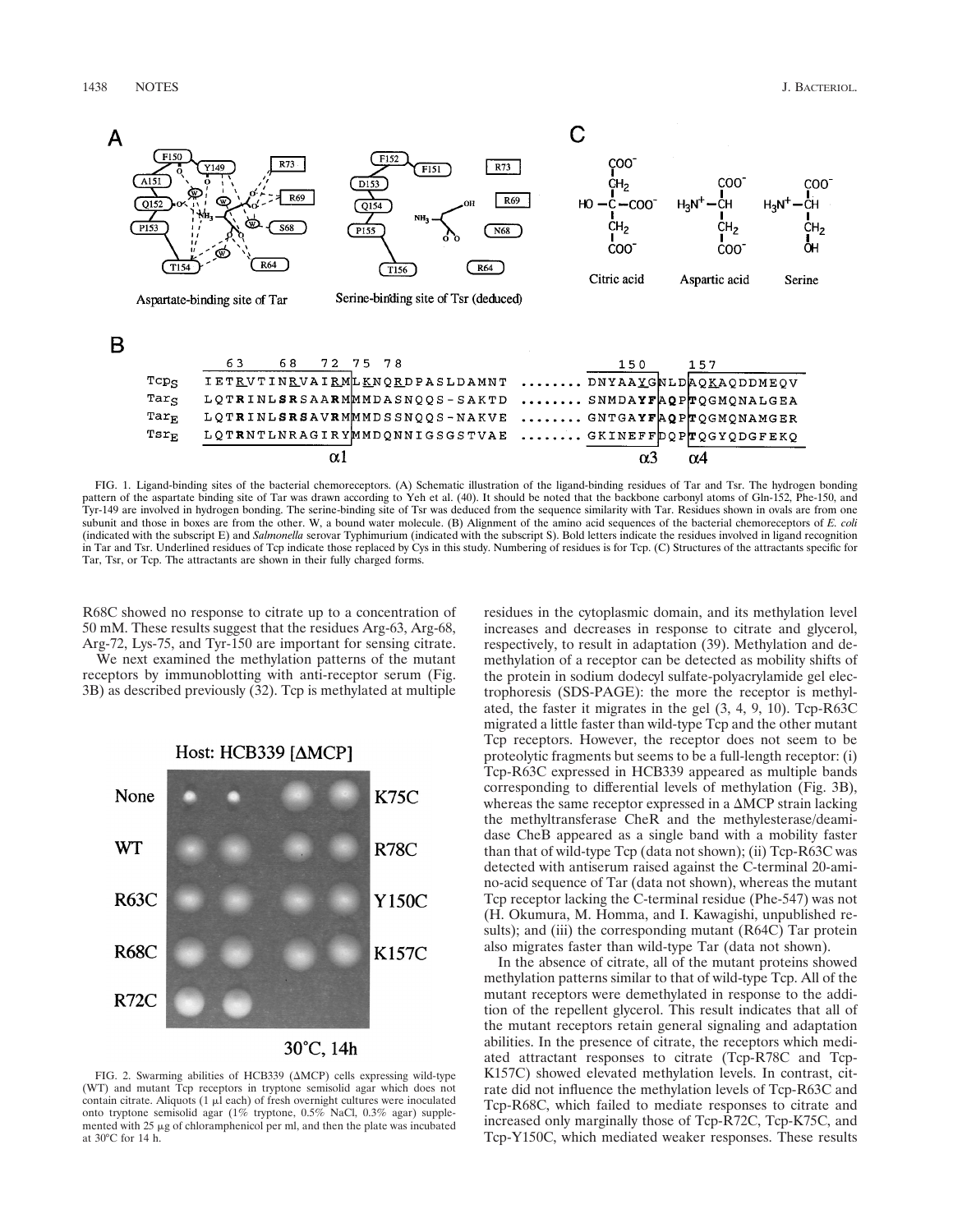FIG. 1. Ligand-binding sites of the bacterial chemoreceptors. (A) Schematic illustration of the ligand-binding residues of Tar and Tsr. The hydrogen bonding pattern of the aspartate binding site of Tar was drawn according to Yeh et al. (40). It should be noted that the backbone carbonyl atoms of Gln-152, Phe-150, and Tyr-149 are involved in hydrogen bonding. The serine-binding site of Tsr was deduced from the sequence similarity with Tar. Residues shown in ovals are from one subunit and those in boxes are from the other. W, a bound water molecule. (B) Alignment of the amino acid sequences of the bacterial chemoreceptors of *E. coli* (indicated with the subscript E) and *Salmonella* serovar Typhimurium (indicated with the subscript S). Bold letters indicate the residues involved in ligand recognition in Tar and Tsr. Underlined residues of Tcp indicate those replaced by Cys in this study. Numbering of residues is for Tcp. (C) Structures of the attractants specific for Tar, Tsr, or Tcp. The attractants are shown in their fully charged forms.

R68C showed no response to citrate up to a concentration of 50 mM. These results suggest that the residues Arg-63, Arg-68, Arg-72, Lys-75, and Tyr-150 are important for sensing citrate.

We next examined the methylation patterns of the mutant receptors by immunoblotting with anti-receptor serum (Fig. 3B) as described previously (32). Tcp is methylated at multiple residues in the cytoplasmic domain, and its methylation level increases and decreases in response to citrate and glycerol, respectively, to result in adaptation (39). Methylation and demethylation of a receptor can be detected as mobility shifts of the protein in sodium dodecyl sulfate-polyacrylamide gel electrophoresis (SDS-PAGE): the more the receptor is methylated, the faster it migrates in the gel (3, 4, 9, 10). Tcp-R63C migrated a little faster than wild-type Tcp and the other mutant Tcp receptors. However, the receptor does not seem to be proteolytic fragments but seems to be a full-length receptor: (i) Tcp-R63C expressed in HCB339 appeared as multiple bands corresponding to differential levels of methylation (Fig. 3B), whereas the same receptor expressed in a ΔMCP strain lacking the methyltransferase CheR and the methylesterase/deamidase CheB appeared as a single band with a mobility faster than that of wild-type Tcp (data not shown); (ii) Tcp-R63C was detected with antiserum raised against the C-terminal 20-amino-acid sequence of Tar (data not shown), whereas the mutant Tcp receptor lacking the C-terminal residue (Phe-547) was not (H. Okumura, M. Homma, and I. Kawagishi, unpublished results); and (iii) the corresponding mutant (R64C) Tar protein also migrates faster than wild-type Tar (data not shown).

FIG. 2. Swarming abilities of HCB339 (ΔMCP) cells expressing wild-type (WT) and mutant Tcp receptors in tryptone semisolid agar which does not contain citrate. Aliquots (1 μl each) of fresh overnight cultures were inoculated onto tryptone semisolid agar (1% tryptone, 0.5% NaCl, 0.3% agar) supplemented with 25 μg of chloramphenicol per ml, and then the plate was incubated at 30°C for 14 h.

In the absence of citrate, all of the mutant proteins showed methylation patterns similar to that of wild-type Tcp. All of the mutant receptors were demethylated in response to the addition of the repellent glycerol. This result indicates that all of the mutant receptors retain general signaling and adaptation abilities. In the presence of citrate, the receptors which mediated attractant responses to citrate (Tcp-R78C and Tcp-K157C) showed elevated methylation levels. In contrast, citrate did not influence the methylation levels of Tcp-R63C and Tcp-R68C, which failed to mediate responses to citrate and increased only marginally those of Tcp-R72C, Tcp-K75C, and Tcp-Y150C, which mediated weaker responses. These results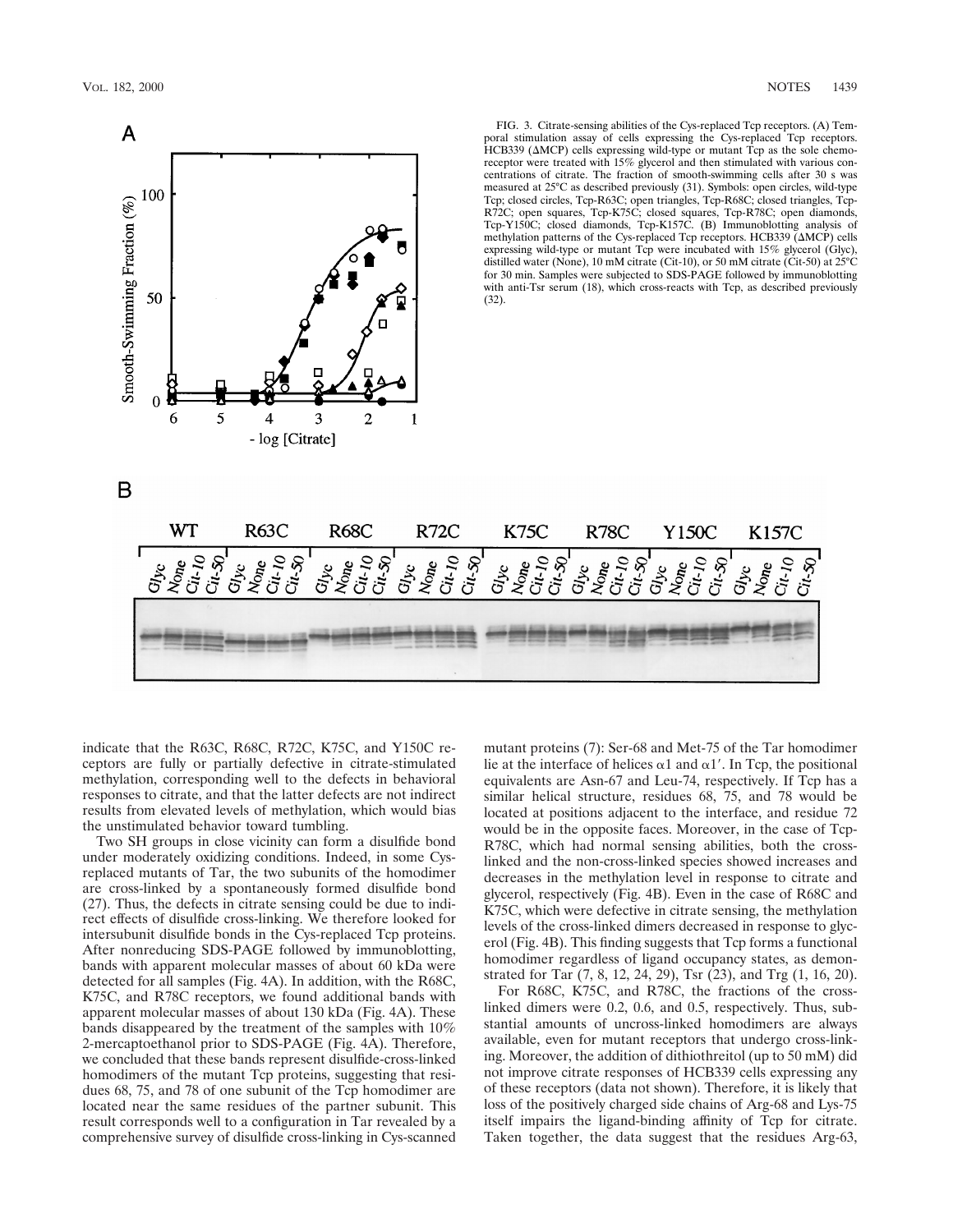FIG. 3. Citrate-sensing abilities of the Cys-replaced Tcp receptors. (A) Temporal stimulation assay of cells expressing the Cys-replaced Tcp receptors. HCB339 (ΔMCP) cells expressing wild-type or mutant Tcp as the sole chemoreceptor were treated with 15% glycerol and then stimulated with various concentrations of citrate. The fraction of smooth-swimming cells after 30 s was measured at 25°C as described previously (31). Symbols: open circles, wild-type Tcp; closed circles, Tcp-R63C; open triangles, Tcp-R68C; closed triangles, Tcp-R72C; open squares, Tcp-K75C; closed squares, Tcp-R78C; open diamonds, Tcp-Y150C; closed diamonds, Tcp-K157C. (B) Immunoblotting analysis of methylation patterns of the Cys-replaced Tcp receptors. HCB339 (ΔMCP) cells expressing wild-type or mutant Tcp were incubated with 15% glycerol (Glyc), distilled water (None), 10 mM citrate (Cit-10), or 50 mM citrate (Cit-50) at 25°C for 30 min. Samples were subjected to SDS-PAGE followed by immunoblotting with anti-Tsr serum (18), which cross-reacts with Tcp, as described previously (32).

indicate that the R63C, R68C, R72C, K75C, and Y150C receptors are fully or partially defective in citrate-stimulated methylation, corresponding well to the defects in behavioral responses to citrate, and that the latter defects are not indirect results from elevated levels of methylation, which would bias the unstimulated behavior toward tumbling.

Two SH groups in close vicinity can form a disulfide bond under moderately oxidizing conditions. Indeed, in some Cys-replaced mutants of Tar, the two subunits of the homodimer are cross-linked by a spontaneously formed disulfide bond (27). Thus, the defects in citrate sensing could be due to indirect effects of disulfide cross-linking. We therefore looked for intersubunit disulfide bonds in the Cys-replaced Tcp proteins. After nonreducing SDS-PAGE followed by immunoblotting, bands with apparent molecular masses of about 60 kDa were detected for all samples (Fig. 4A). In addition, with the R68C, K75C, and R78C receptors, we found additional bands with apparent molecular masses of about 130 kDa (Fig. 4A). These bands disappeared by the treatment of the samples with 10% 2-mercaptoethanol prior to SDS-PAGE (Fig. 4A). Therefore, we concluded that these bands represent disulfide-cross-linked homodimers of the mutant Tcp proteins, suggesting that residues 68, 75, and 78 of one subunit of the Tcp homodimer are located near the same residues of the partner subunit. This result corresponds well to a configuration in Tar revealed by a comprehensive survey of disulfide cross-linking in Cys-scanned mutant proteins (7): Ser-68 and Met-75 of the Tar homodimer lie at the interface of helices α1 and α1′. In Tcp, the positional equivalents are Asn-67 and Leu-74, respectively. If Tcp has a similar helical structure, residues 68, 75, and 78 would be located at positions adjacent to the interface, and residue 72 would be in the opposite faces. Moreover, in the case of Tcp-R78C, which had normal sensing abilities, both the cross-linked and the non-cross-linked species showed increases and decreases in the methylation level in response to citrate and glycerol, respectively (Fig. 4B). Even in the case of R68C and K75C, which were defective in citrate sensing, the methylation levels of the cross-linked dimers decreased in response to glycerol (Fig. 4B). This finding suggests that Tcp forms a functional homodimer regardless of ligand occupancy states, as demonstrated for Tar (7, 8, 12, 24, 29), Tsr (23), and Trg (1, 16, 20).

For R68C, K75C, and R78C, the fractions of the cross-linked dimers were 0.2, 0.6, and 0.5, respectively. Thus, substantial amounts of uncross-linked homodimers are always available, even for mutant receptors that undergo cross-linking. Moreover, the addition of dithiothreitol (up to 50 mM) did not improve citrate responses of HCB339 cells expressing any of these receptors (data not shown). Therefore, it is likely that loss of the positively charged side chains of Arg-68 and Lys-75 itself impairs the ligand-binding affinity of Tcp for citrate. Taken together, the data suggest that the residues Arg-63,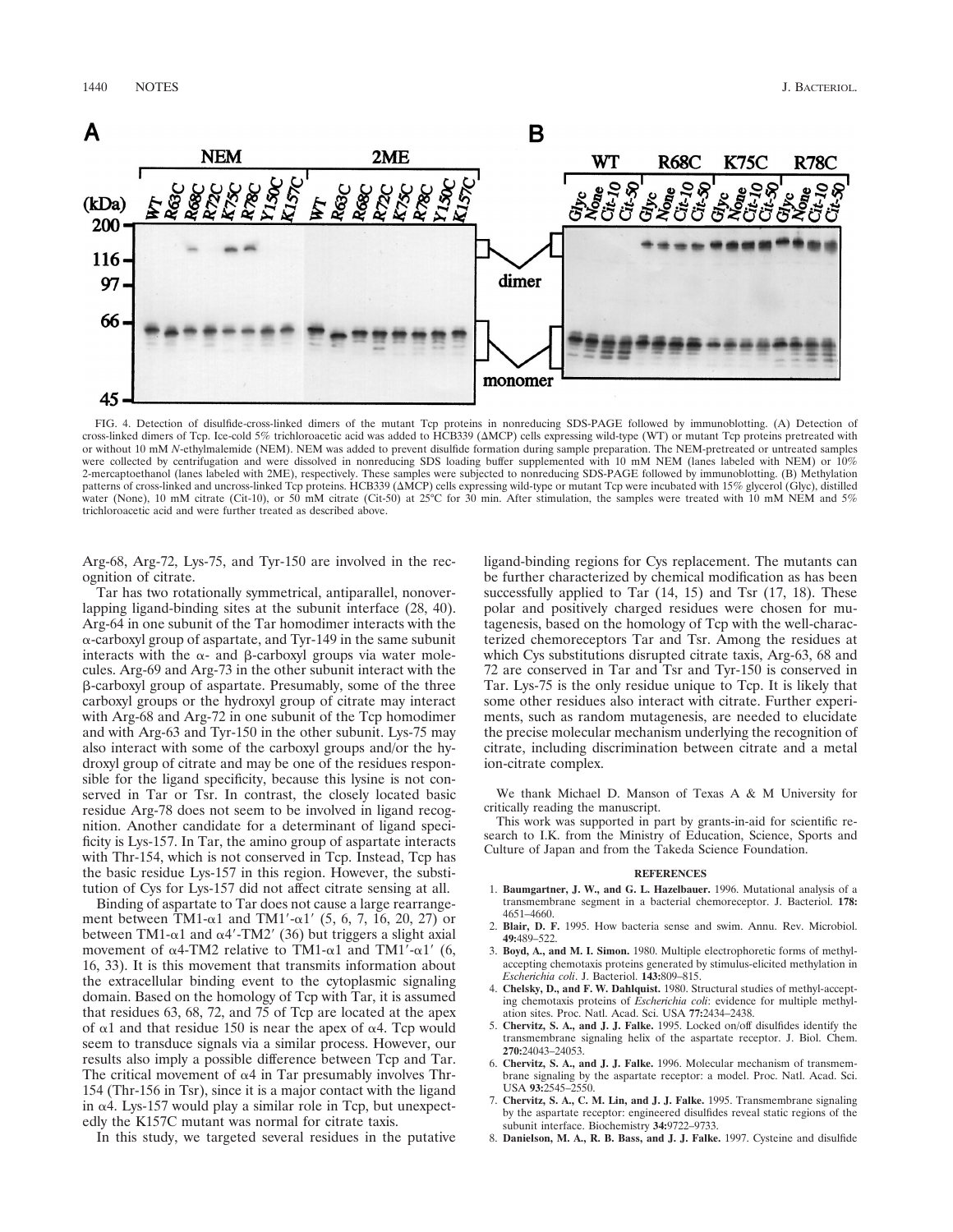FIG. 4. Detection of disulfide-cross-linked dimers of the mutant Tcp proteins in nonreducing SDS-PAGE followed by immunoblotting. (A) Detection of cross-linked dimers of Tcp. Ice-cold 5% trichloroacetic acid was added to HCB339 (ΔMCP) cells expressing wild-type (WT) or mutant Tcp proteins pretreated with or without 10 mM *N*-ethylmaleimide (NEM). NEM was added to prevent disulfide formation during sample preparation. The NEM-pretreated or untreated samples were collected by centrifugation and were dissolved in nonreducing SDS loading buffer supplemented with 10 mM NEM (lanes labeled with NEM) or 10% 2-mercaptoethanol (lanes labeled with 2ME), respectively. These samples were subjected to nonreducing SDS-PAGE followed by immunoblotting. (B) Methylation patterns of cross-linked and uncross-linked Tcp proteins. HCB339 (ΔMCP) cells expressing wild-type or mutant Tcp were incubated with 15% glycerol (Glyc), distilled water (None), 10 mM citrate (Cit-10), or 50 mM citrate (Cit-50) at 25°C for 30 min. After stimulation, the samples were treated with 10 mM NEM and 5% trichloroacetic acid and were further treated as described above.

Arg-68, Arg-72, Lys-75, and Tyr-150 are involved in the recognition of citrate.

Tar has two rotationally symmetrical, antiparallel, nonoverlapping ligand-binding sites at the subunit interface (28, 40). Arg-64 in one subunit of the Tar homodimer interacts with the α-carboxyl group of aspartate, and Tyr-149 in the same subunit interacts with the α- and β-carboxyl groups via water molecules. Arg-69 and Arg-73 in the other subunit interact with the β-carboxyl group of aspartate. Presumably, some of the three carboxyl groups or the hydroxyl group of citrate may interact with Arg-68 and Arg-72 in one subunit of the Tcp homodimer and with Arg-63 and Tyr-150 in the other subunit. Lys-75 may also interact with some of the carboxyl groups and/or the hydroxyl group of citrate and may be one of the residues responsible for the ligand specificity, because this lysine is not conserved in Tar or Tsr. In contrast, the closely located basic residue Arg-78 does not seem to be involved in ligand recognition. Another candidate for a determinant of ligand specificity is Lys-157. In Tar, the amino group of aspartate interacts with Thr-154, which is not conserved in Tcp. Instead, Tcp has the basic residue Lys-157 in this region. However, the substitution of Cys for Lys-157 did not affect citrate sensing at all.

Binding of aspartate to Tar does not cause a large rearrangement between TM1-α1 and TM1′-α1′ (5, 6, 7, 16, 20, 27) or between TM1-α1 and α4′-TM2′ (36) but triggers a slight axial movement of α4-TM2 relative to TM1-α1 and TM1′-α1′ (6, 16, 33). It is this movement that transmits information about the extracellular binding event to the cytoplasmic signaling domain. Based on the homology of Tcp with Tar, it is assumed that residues 63, 68, 72, and 75 of Tcp are located at the apex of α1 and that residue 150 is near the apex of α4. Tcp would seem to transduce signals via a similar process. However, our results also imply a possible difference between Tcp and Tar. The critical movement of α4 in Tar presumably involves Thr-154 (Thr-156 in Tsr), since it is a major contact with the ligand in α4. Lys-157 would play a similar role in Tcp, but unexpectedly the K157C mutant was normal for citrate taxis.

In this study, we targeted several residues in the putative ligand-binding regions for Cys replacement. The mutants can be further characterized by chemical modification as has been successfully applied to Tar (14, 15) and Tsr (17, 18). These polar and positively charged residues were chosen for mutagenesis, based on the homology of Tcp with the well-characterized chemoreceptors Tar and Tsr. Among the residues at which Cys substitutions disrupted citrate taxis, Arg-63, 68 and 72 are conserved in Tar and Tsr and Tyr-150 is conserved in Tar. Lys-75 is the only residue unique to Tcp. It is likely that some other residues also interact with citrate. Further experiments, such as random mutagenesis, are needed to elucidate the precise molecular mechanism underlying the recognition of citrate, including discrimination between citrate and a metal ion-citrate complex.

We thank Michael D. Manson of Texas A & M University for critically reading the manuscript.

This work was supported in part by grants-in-aid for scientific research to I.K. from the Ministry of Education, Science, Sports and Culture of Japan and from the Takeda Science Foundation.

## REFERENCES

1. **Baumgartner, J. W., and G. L. Hazelbauer.** 1996. Mutational analysis of a transmembrane segment in a bacterial chemoreceptor. J. Bacteriol. **178:** 4651–4660.
2. **Blair, D. F.** 1995. How bacteria sense and swim. Annu. Rev. Microbiol. **49:**489–522.
3. **Boyd, A., and M. I. Simon.** 1980. Multiple electrophoretic forms of methyl-accepting chemotaxis proteins generated by stimulus-elicited methylation in *Escherichia coli*. J. Bacteriol. **143:**809–815.
4. **Chelsky, D., and F. W. Dahlquist.** 1980. Structural studies of methyl-accepting chemotaxis proteins of *Escherichia coli*: evidence for multiple methylation sites. Proc. Natl. Acad. Sci. USA **77:**2434–2438.
5. **Chervitz, S. A., and J. J. Falke.** 1995. Locked on/off disulfides identify the transmembrane signaling helix of the aspartate receptor. J. Biol. Chem. **270:**24043–24053.
6. **Chervitz, S. A., and J. J. Falke.** 1996. Molecular mechanism of transmembrane signaling by the aspartate receptor: a model. Proc. Natl. Acad. Sci. USA **93:**2545–2550.
7. **Chervitz, S. A., C. M. Lin, and J. J. Falke.** 1995. Transmembrane signaling by the aspartate receptor: engineered disulfides reveal static regions of the subunit interface. Biochemistry **34:**9722–9733.
8. **Danielson, M. A., R. B. Bass, and J. J. Falke.** 1997. Cysteine and disulfide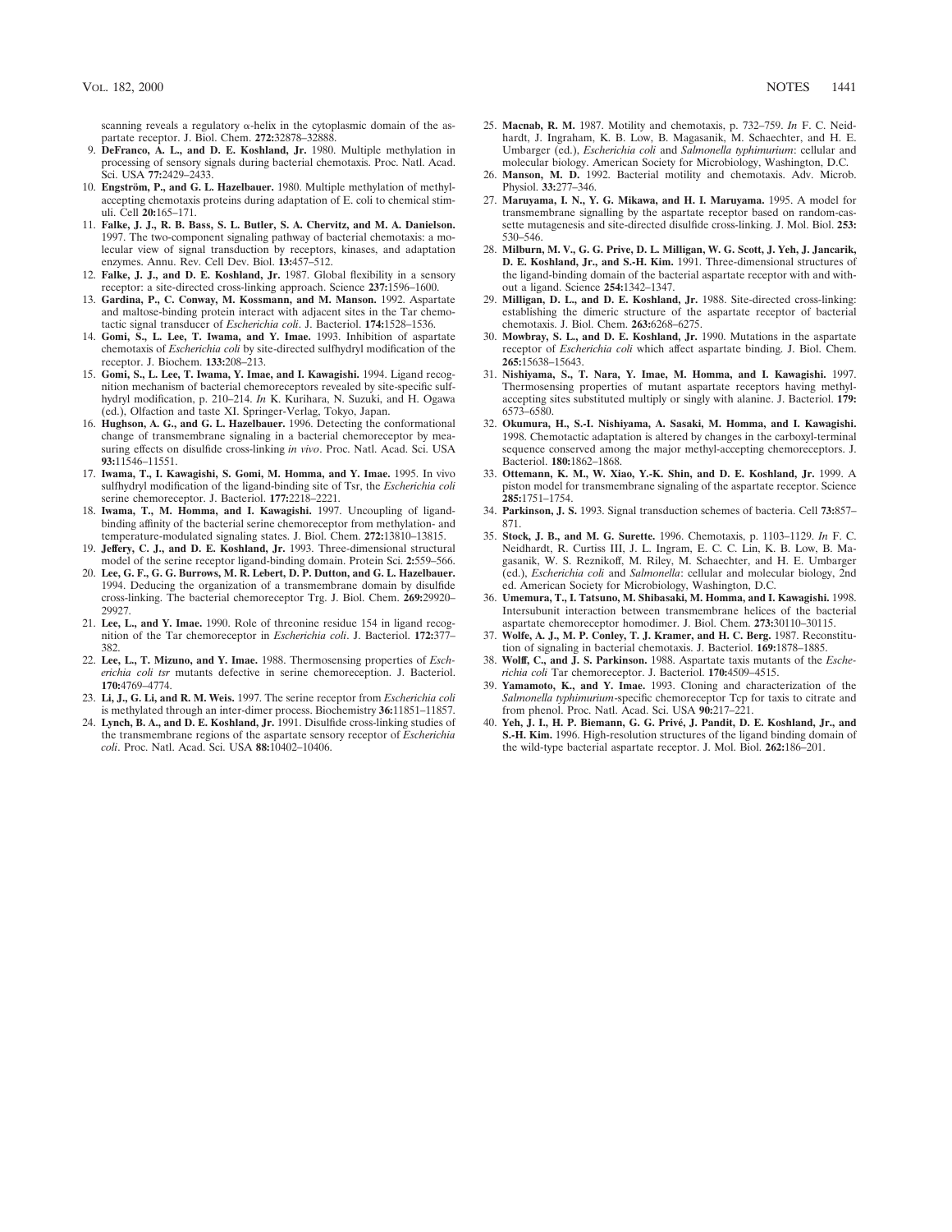scanning reveals a regulatory α-helix in the cytoplasmic domain of the aspartate receptor. J. Biol. Chem. **272:**32878–32888.

9. **DeFranco, A. L., and D. E. Koshland, Jr.** 1980. Multiple methylation in processing of sensory signals during bacterial chemotaxis. Proc. Natl. Acad. Sci. USA **77:**2429–2433.
10. **Engström, P., and G. L. Hazelbauer.** 1980. Multiple methylation of methyl-accepting chemotaxis proteins during adaptation of E. coli to chemical stimuli. Cell **20:**165–171.
11. **Falke, J. J., R. B. Bass, S. L. Butler, S. A. Chervitz, and M. A. Danielson.** 1997. The two-component signaling pathway of bacterial chemotaxis: a molecular view of signal transduction by receptors, kinases, and adaptation enzymes. Annu. Rev. Cell Dev. Biol. **13:**457–512.
12. **Falke, J. J., and D. E. Koshland, Jr.** 1987. Global flexibility in a sensory receptor: a site-directed cross-linking approach. Science **237:**1596–1600.
13. **Gardina, P., C. Conway, M. Kossmann, and M. Manson.** 1992. Aspartate and maltose-binding protein interact with adjacent sites in the Tar chemotactic signal transducer of *Escherichia coli*. J. Bacteriol. **174:**1528–1536.
14. **Gomi, S., L. Lee, T. Iwama, and Y. Imae.** 1993. Inhibition of aspartate chemotaxis of *Escherichia coli* by site-directed sulfhydryl modification of the receptor. J. Biochem. **133:**208–213.
15. **Gomi, S., L. Lee, T. Iwama, Y. Imae, and I. Kawagishi.** 1994. Ligand recognition mechanism of bacterial chemoreceptors revealed by site-specific sulfhydryl modification, p. 210–214. *In* K. Kurihara, N. Suzuki, and H. Ogawa (ed.), Olfaction and taste XI. Springer-Verlag, Tokyo, Japan.
16. **Hughson, A. G., and G. L. Hazelbauer.** 1996. Detecting the conformational change of transmembrane signaling in a bacterial chemoreceptor by measuring effects on disulfide cross-linking *in vivo*. Proc. Natl. Acad. Sci. USA **93:**11546–11551.
17. **Iwama, T., I. Kawagishi, S. Gomi, M. Homma, and Y. Imae.** 1995. In vivo sulfhydryl modification of the ligand-binding site of Tsr, the *Escherichia coli* serine chemoreceptor. J. Bacteriol. **177:**2218–2221.
18. **Iwama, T., M. Homma, and I. Kawagishi.** 1997. Uncoupling of ligand-binding affinity of the bacterial serine chemoreceptor from methylation- and temperature-modulated signaling states. J. Biol. Chem. **272:**13810–13815.
19. **Jeffery, C. J., and D. E. Koshland, Jr.** 1993. Three-dimensional structural model of the serine receptor ligand-binding domain. Protein Sci. **2:**559–566.
20. **Lee, G. F., G. G. Burrows, M. R. Lebert, D. P. Dutton, and G. L. Hazelbauer.** 1994. Deducing the organization of a transmembrane domain by disulfide cross-linking. The bacterial chemoreceptor Trg. J. Biol. Chem. **269:**29920–29927.
21. **Lee, L., and Y. Imae.** 1990. Role of threonine residue 154 in ligand recognition of the Tar chemoreceptor in *Escherichia coli*. J. Bacteriol. **172:**377–382.
22. **Lee, L., T. Mizuno, and Y. Imae.** 1988. Thermosensing properties of *Escherichia coli tsr* mutants defective in serine chemoreception. J. Bacteriol. **170:**4769–4774.
23. **Li, J., G. Li, and R. M. Weis.** 1997. The serine receptor from *Escherichia coli* is methylated through an inter-dimer process. Biochemistry **36:**11851–11857.
24. **Lynch, B. A., and D. E. Koshland, Jr.** 1991. Disulfide cross-linking studies of the transmembrane regions of the aspartate sensory receptor of *Escherichia coli*. Proc. Natl. Acad. Sci. USA **88:**10402–10406.
25. **Macnab, R. M.** 1987. Motility and chemotaxis, p. 732–759. *In* F. C. Neidhardt, J. Ingraham, K. B. Low, B. Magasanik, M. Schaechter, and H. E. Umbarger (ed.), *Escherichia coli* and *Salmonella typhimurium*: cellular and molecular biology. American Society for Microbiology, Washington, D.C.
26. **Manson, M. D.** 1992. Bacterial motility and chemotaxis. Adv. Microb. Physiol. **33:**277–346.
27. **Maruyama, I. N., Y. G. Mikawa, and H. I. Maruyama.** 1995. A model for transmembrane signalling by the aspartate receptor based on random-cassette mutagenesis and site-directed disulfide cross-linking. J. Mol. Biol. **253:**530–546.
28. **Milburn, M. V., G. G. Prive, D. L. Milligan, W. G. Scott, J. Yeh, J. Jancarik, D. E. Koshland, Jr., and S.-H. Kim.** 1991. Three-dimensional structures of the ligand-binding domain of the bacterial aspartate receptor with and without a ligand. Science **254:**1342–1347.
29. **Milligan, D. L., and D. E. Koshland, Jr.** 1988. Site-directed cross-linking: establishing the dimeric structure of the aspartate receptor of bacterial chemotaxis. J. Biol. Chem. **263:**6268–6275.
30. **Mowbray, S. L., and D. E. Koshland, Jr.** 1990. Mutations in the aspartate receptor of *Escherichia coli* which affect aspartate binding. J. Biol. Chem. **265:**15638–15643.
31. **Nishiyama, S., T. Nara, Y. Imae, M. Homma, and I. Kawagishi.** 1997. Thermosensing properties of mutant aspartate receptors having methyl-accepting sites substituted multiply or singly with alanine. J. Bacteriol. **179:**6573–6580.
32. **Okumura, H., S.-I. Nishiyama, A. Sasaki, M. Homma, and I. Kawagishi.** 1998. Chemotactic adaptation is altered by changes in the carboxyl-terminal sequence conserved among the major methyl-accepting chemoreceptors. J. Bacteriol. **180:**1862–1868.
33. **Ottemann, K. M., W. Xiao, Y.-K. Shin, and D. E. Koshland, Jr.** 1999. A piston model for transmembrane signaling of the aspartate receptor. Science **285:**1751–1754.
34. **Parkinson, J. S.** 1993. Signal transduction schemes of bacteria. Cell **73:**857–871.
35. **Stock, J. B., and M. G. Surette.** 1996. Chemotaxis, p. 1103–1129. *In* F. C. Neidhardt, R. Curtiss III, J. L. Ingram, E. C. C. Lin, K. B. Low, B. Magasanik, W. S. Reznikoff, M. Riley, M. Schaechter, and H. E. Umbarger (ed.), *Escherichia coli* and *Salmonella*: cellular and molecular biology, 2nd ed. American Society for Microbiology, Washington, D.C.
36. **Umemura, T., I. Tatsuno, M. Shibasaki, M. Homma, and I. Kawagishi.** 1998. Intersubunit interaction between transmembrane helices of the bacterial aspartate chemoreceptor homodimer. J. Biol. Chem. **273:**30110–30115.
37. **Wolfe, A. J., M. P. Conley, T. J. Kramer, and H. C. Berg.** 1987. Reconstitution of signaling in bacterial chemotaxis. J. Bacteriol. **169:**1878–1885.
38. **Wolff, C., and J. S. Parkinson.** 1988. Aspartate taxis mutants of the *Escherichia coli* Tar chemoreceptor. J. Bacteriol. **170:**4509–4515.
39. **Yamamoto, K., and Y. Imae.** 1993. Cloning and characterization of the *Salmonella typhimurium*-specific chemoreceptor Tcp for taxis to citrate and from phenol. Proc. Natl. Acad. Sci. USA **90:**217–221.
40. **Yeh, J. I., H. P. Biemann, G. G. Privé, J. Pandit, D. E. Koshland, Jr., and S.-H. Kim.** 1996. High-resolution structures of the ligand binding domain of the wild-type bacterial aspartate receptor. J. Mol. Biol. **262:**186–201.